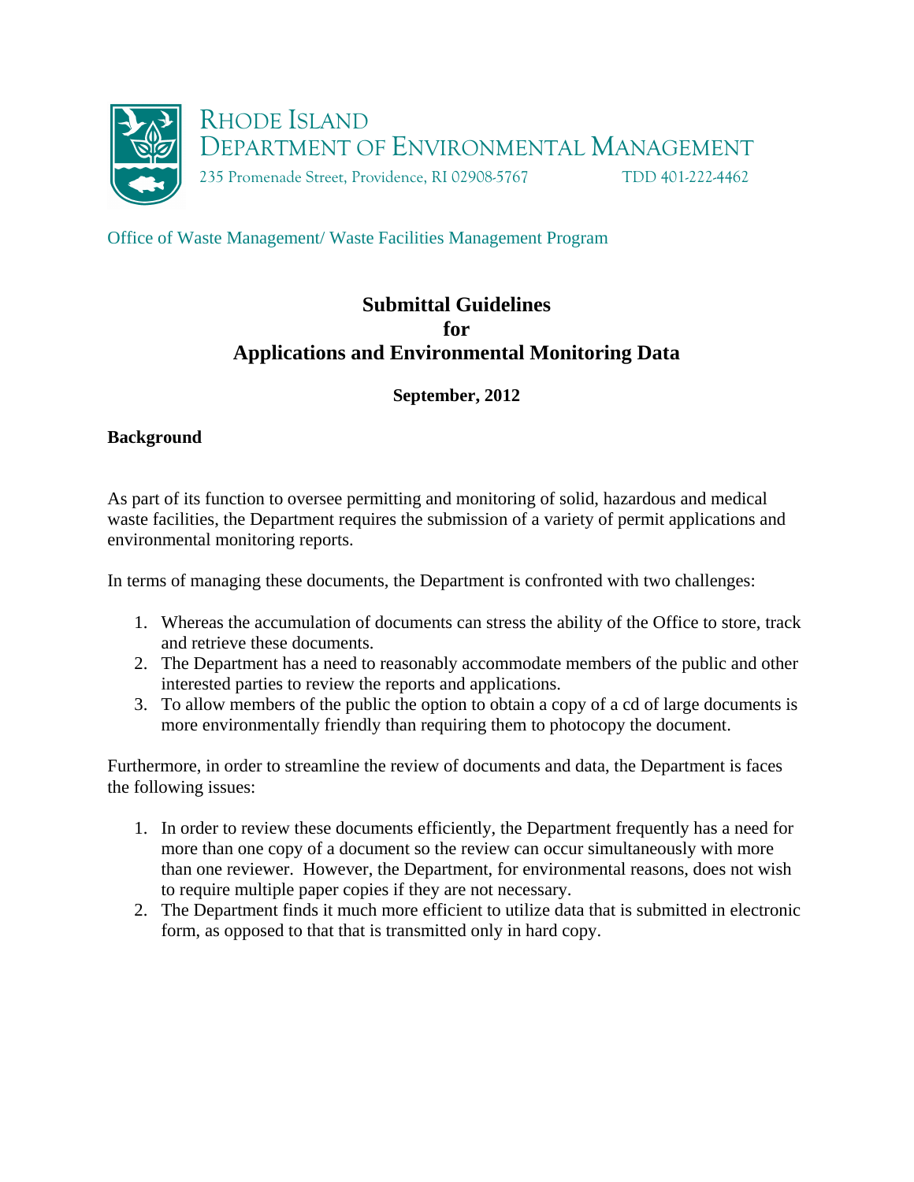RHODE ISLAND
DEPARTMENT OF ENVIRONMENTAL MANAGEMENT
235 Promenade Street, Providence, RI 02908-5767 TDD 401-222-4462

Office of Waste Management/ Waste Facilities Management Program

# Submittal Guidelines for Applications and Environmental Monitoring Data

**September, 2012**

**Background**

As part of its function to oversee permitting and monitoring of solid, hazardous and medical waste facilities, the Department requires the submission of a variety of permit applications and environmental monitoring reports.

In terms of managing these documents, the Department is confronted with two challenges:

1. Whereas the accumulation of documents can stress the ability of the Office to store, track and retrieve these documents.
2. The Department has a need to reasonably accommodate members of the public and other interested parties to review the reports and applications.
3. To allow members of the public the option to obtain a copy of a cd of large documents is more environmentally friendly than requiring them to photocopy the document.

Furthermore, in order to streamline the review of documents and data, the Department is faces the following issues:

1. In order to review these documents efficiently, the Department frequently has a need for more than one copy of a document so the review can occur simultaneously with more than one reviewer. However, the Department, for environmental reasons, does not wish to require multiple paper copies if they are not necessary.
2. The Department finds it much more efficient to utilize data that is submitted in electronic form, as opposed to that that is transmitted only in hard copy.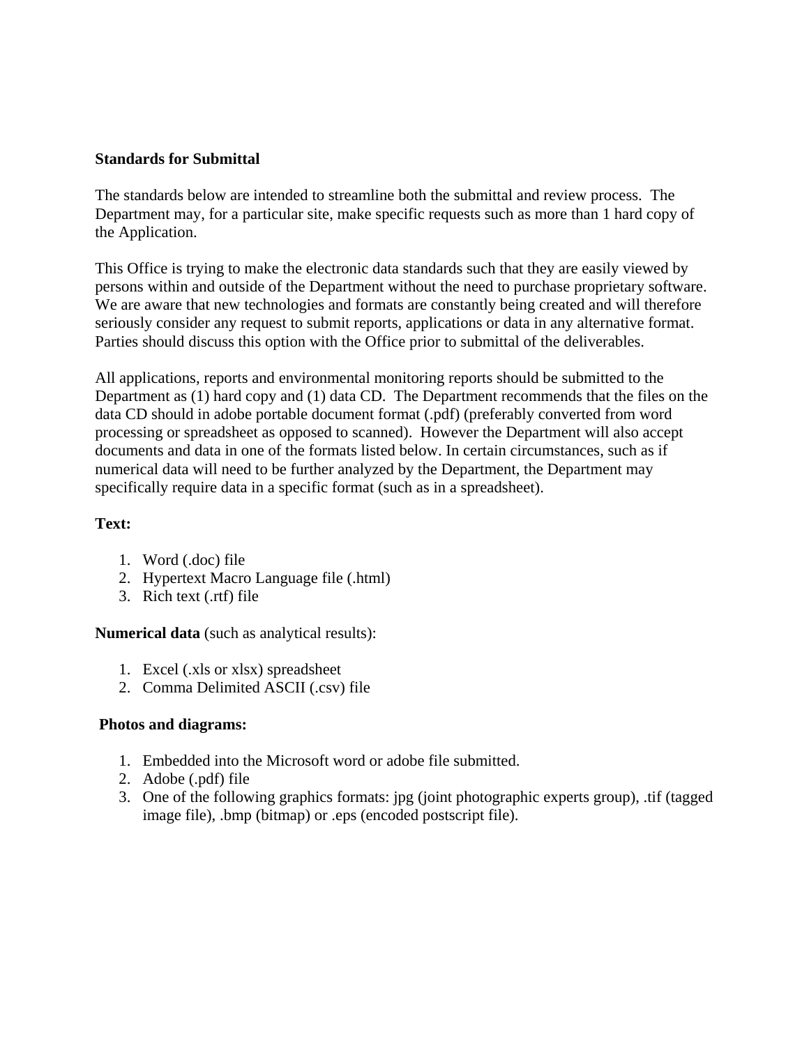**Standards for Submittal**

The standards below are intended to streamline both the submittal and review process. The Department may, for a particular site, make specific requests such as more than 1 hard copy of the Application.

This Office is trying to make the electronic data standards such that they are easily viewed by persons within and outside of the Department without the need to purchase proprietary software. We are aware that new technologies and formats are constantly being created and will therefore seriously consider any request to submit reports, applications or data in any alternative format. Parties should discuss this option with the Office prior to submittal of the deliverables.

All applications, reports and environmental monitoring reports should be submitted to the Department as (1) hard copy and (1) data CD. The Department recommends that the files on the data CD should in adobe portable document format (.pdf) (preferably converted from word processing or spreadsheet as opposed to scanned). However the Department will also accept documents and data in one of the formats listed below. In certain circumstances, such as if numerical data will need to be further analyzed by the Department, the Department may specifically require data in a specific format (such as in a spreadsheet).

**Text:**

1. Word (.doc) file
2. Hypertext Macro Language file (.html)
3. Rich text (.rtf) file

**Numerical data** (such as analytical results):

1. Excel (.xls or xlsx) spreadsheet
2. Comma Delimited ASCII (.csv) file

**Photos and diagrams:**

1. Embedded into the Microsoft word or adobe file submitted.
2. Adobe (.pdf) file
3. One of the following graphics formats: jpg (joint photographic experts group), .tif (tagged image file), .bmp (bitmap) or .eps (encoded postscript file).